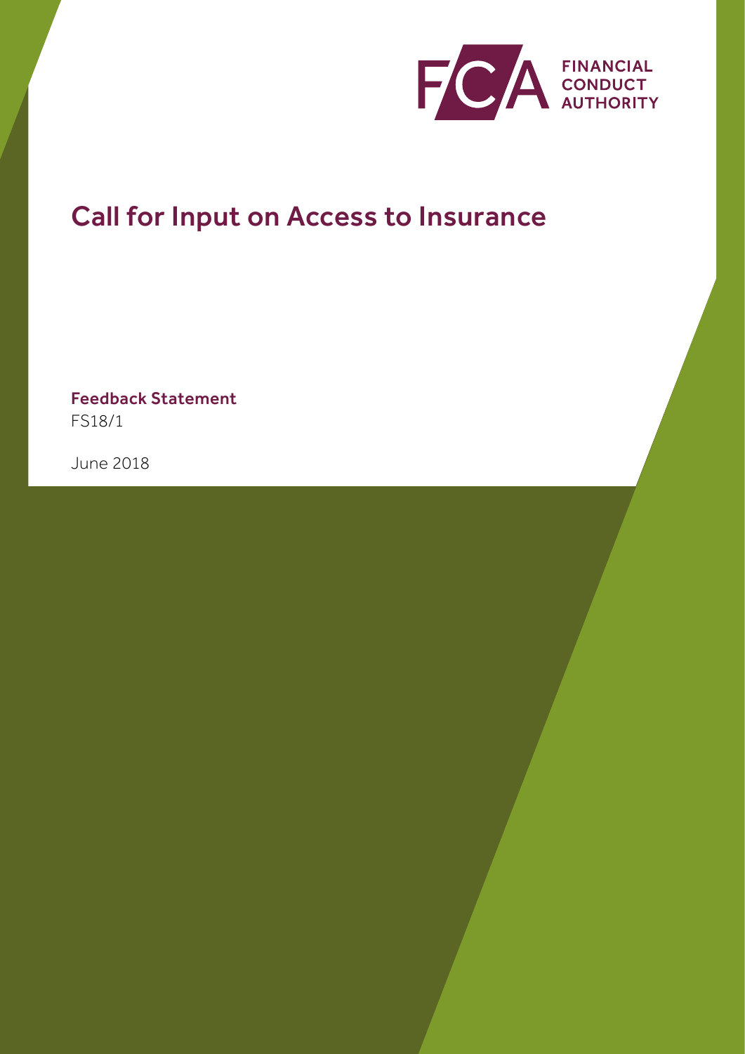FINANCIAL CONDUCT AUTHORITY

# Call for Input on Access to Insurance

**Feedback Statement**
FS18/1

June 2018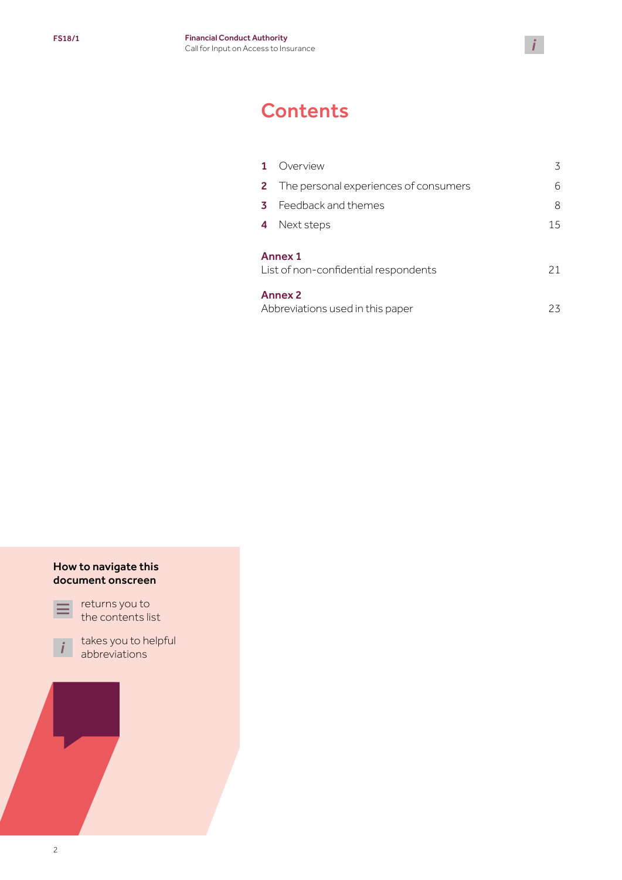# Contents

| | | |
|---|---|---|
| **1** | Overview | 3 |
| **2** | The personal experiences of consumers | 6 |
| **3** | Feedback and themes | 8 |
| **4** | Next steps | 15 |

**Annex 1**
List of non-confidential respondents 21

**Annex 2**
Abbreviations used in this paper 23

**How to navigate this document onscreen**

returns you to the contents list

takes you to helpful abbreviations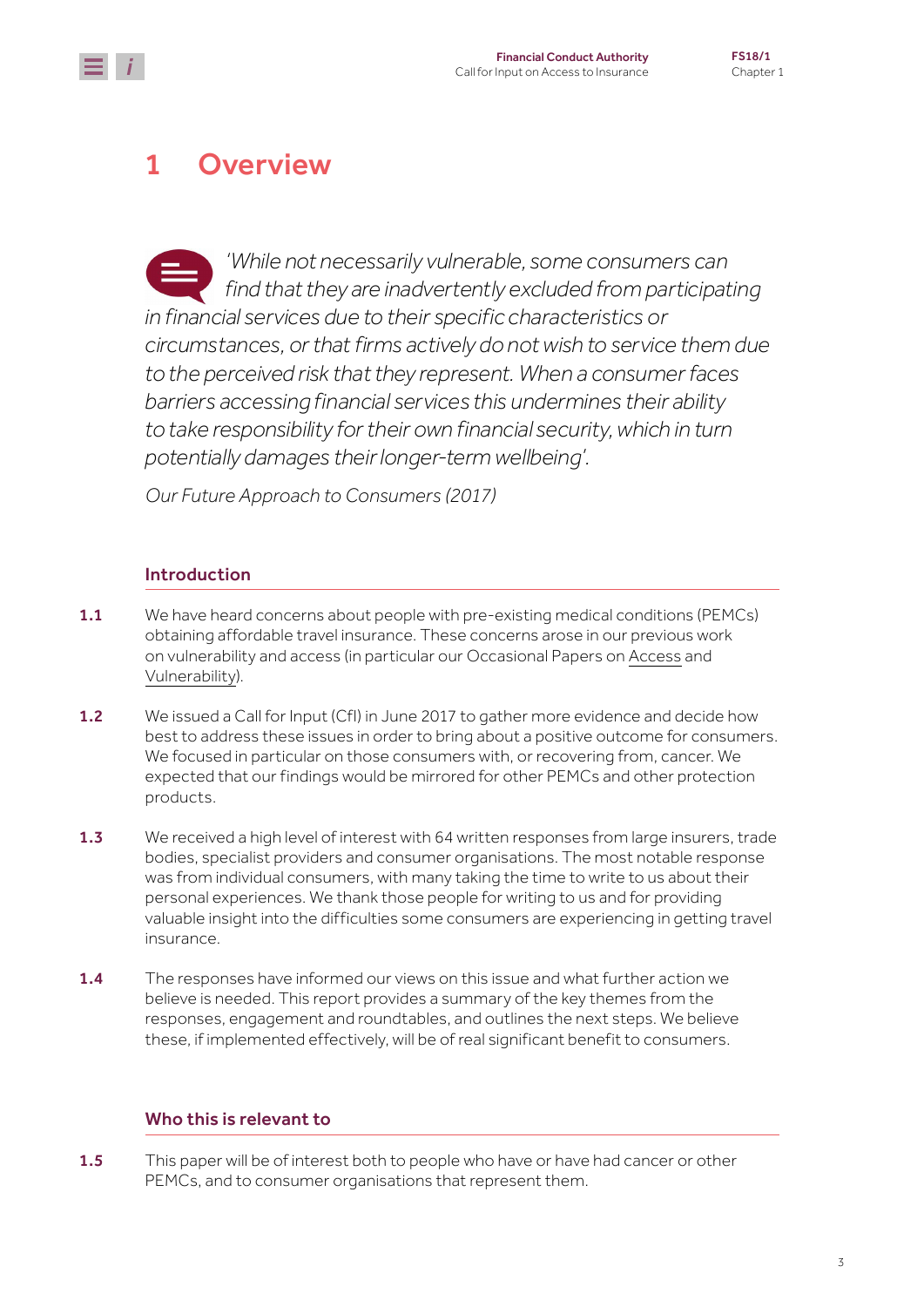# 1 Overview

*'While not necessarily vulnerable, some consumers can find that they are inadvertently excluded from participating in financial services due to their specific characteristics or circumstances, or that firms actively do not wish to service them due to the perceived risk that they represent. When a consumer faces barriers accessing financial services this undermines their ability to take responsibility for their own financial security, which in turn potentially damages their longer-term wellbeing'.*

*Our Future Approach to Consumers (2017)*

## Introduction

**1.1** We have heard concerns about people with pre-existing medical conditions (PEMCs) obtaining affordable travel insurance. These concerns arose in our previous work on vulnerability and access (in particular our Occasional Papers on Access and Vulnerability).

**1.2** We issued a Call for Input (CfI) in June 2017 to gather more evidence and decide how best to address these issues in order to bring about a positive outcome for consumers. We focused in particular on those consumers with, or recovering from, cancer. We expected that our findings would be mirrored for other PEMCs and other protection products.

**1.3** We received a high level of interest with 64 written responses from large insurers, trade bodies, specialist providers and consumer organisations. The most notable response was from individual consumers, with many taking the time to write to us about their personal experiences. We thank those people for writing to us and for providing valuable insight into the difficulties some consumers are experiencing in getting travel insurance.

**1.4** The responses have informed our views on this issue and what further action we believe is needed. This report provides a summary of the key themes from the responses, engagement and roundtables, and outlines the next steps. We believe these, if implemented effectively, will be of real significant benefit to consumers.

## Who this is relevant to

**1.5** This paper will be of interest both to people who have or have had cancer or other PEMCs, and to consumer organisations that represent them.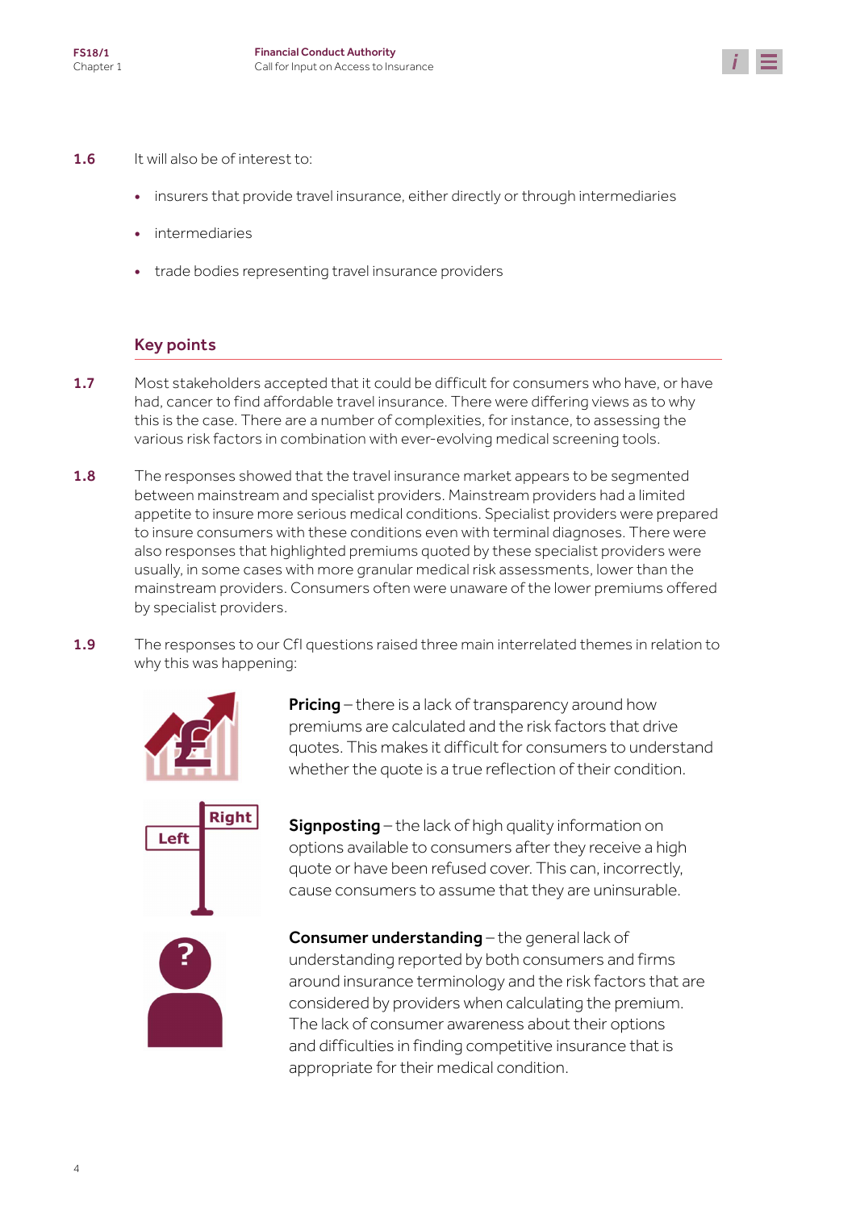**1.6** It will also be of interest to:

- insurers that provide travel insurance, either directly or through intermediaries
- intermediaries
- trade bodies representing travel insurance providers

## Key points

**1.7** Most stakeholders accepted that it could be difficult for consumers who have, or have had, cancer to find affordable travel insurance. There were differing views as to why this is the case. There are a number of complexities, for instance, to assessing the various risk factors in combination with ever-evolving medical screening tools.

**1.8** The responses showed that the travel insurance market appears to be segmented between mainstream and specialist providers. Mainstream providers had a limited appetite to insure more serious medical conditions. Specialist providers were prepared to insure consumers with these conditions even with terminal diagnoses. There were also responses that highlighted premiums quoted by these specialist providers were usually, in some cases with more granular medical risk assessments, lower than the mainstream providers. Consumers often were unaware of the lower premiums offered by specialist providers.

**1.9** The responses to our CfI questions raised three main interrelated themes in relation to why this was happening:

**Pricing** – there is a lack of transparency around how premiums are calculated and the risk factors that drive quotes. This makes it difficult for consumers to understand whether the quote is a true reflection of their condition.

**Signposting** – the lack of high quality information on options available to consumers after they receive a high quote or have been refused cover. This can, incorrectly, cause consumers to assume that they are uninsurable.

**Consumer understanding** – the general lack of understanding reported by both consumers and firms around insurance terminology and the risk factors that are considered by providers when calculating the premium. The lack of consumer awareness about their options and difficulties in finding competitive insurance that is appropriate for their medical condition.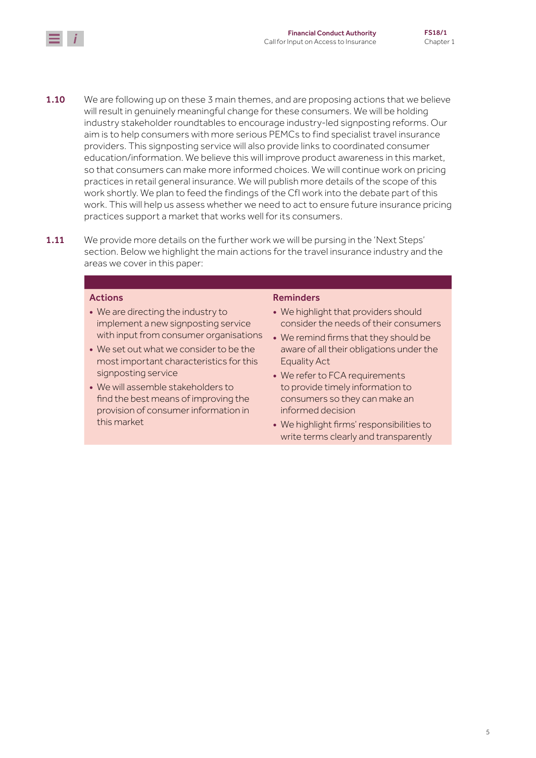**1.10** We are following up on these 3 main themes, and are proposing actions that we believe will result in genuinely meaningful change for these consumers. We will be holding industry stakeholder roundtables to encourage industry-led signposting reforms. Our aim is to help consumers with more serious PEMCs to find specialist travel insurance providers. This signposting service will also provide links to coordinated consumer education/information. We believe this will improve product awareness in this market, so that consumers can make more informed choices. We will continue work on pricing practices in retail general insurance. We will publish more details of the scope of this work shortly. We plan to feed the findings of the CfI work into the debate part of this work. This will help us assess whether we need to act to ensure future insurance pricing practices support a market that works well for its consumers.

**1.11** We provide more details on the further work we will be pursing in the 'Next Steps' section. Below we highlight the main actions for the travel insurance industry and the areas we cover in this paper:

**Actions**

- We are directing the industry to implement a new signposting service with input from consumer organisations
- We set out what we consider to be the most important characteristics for this signposting service
- We will assemble stakeholders to find the best means of improving the provision of consumer information in this market

**Reminders**

- We highlight that providers should consider the needs of their consumers
- We remind firms that they should be aware of all their obligations under the Equality Act
- We refer to FCA requirements to provide timely information to consumers so they can make an informed decision
- We highlight firms' responsibilities to write terms clearly and transparently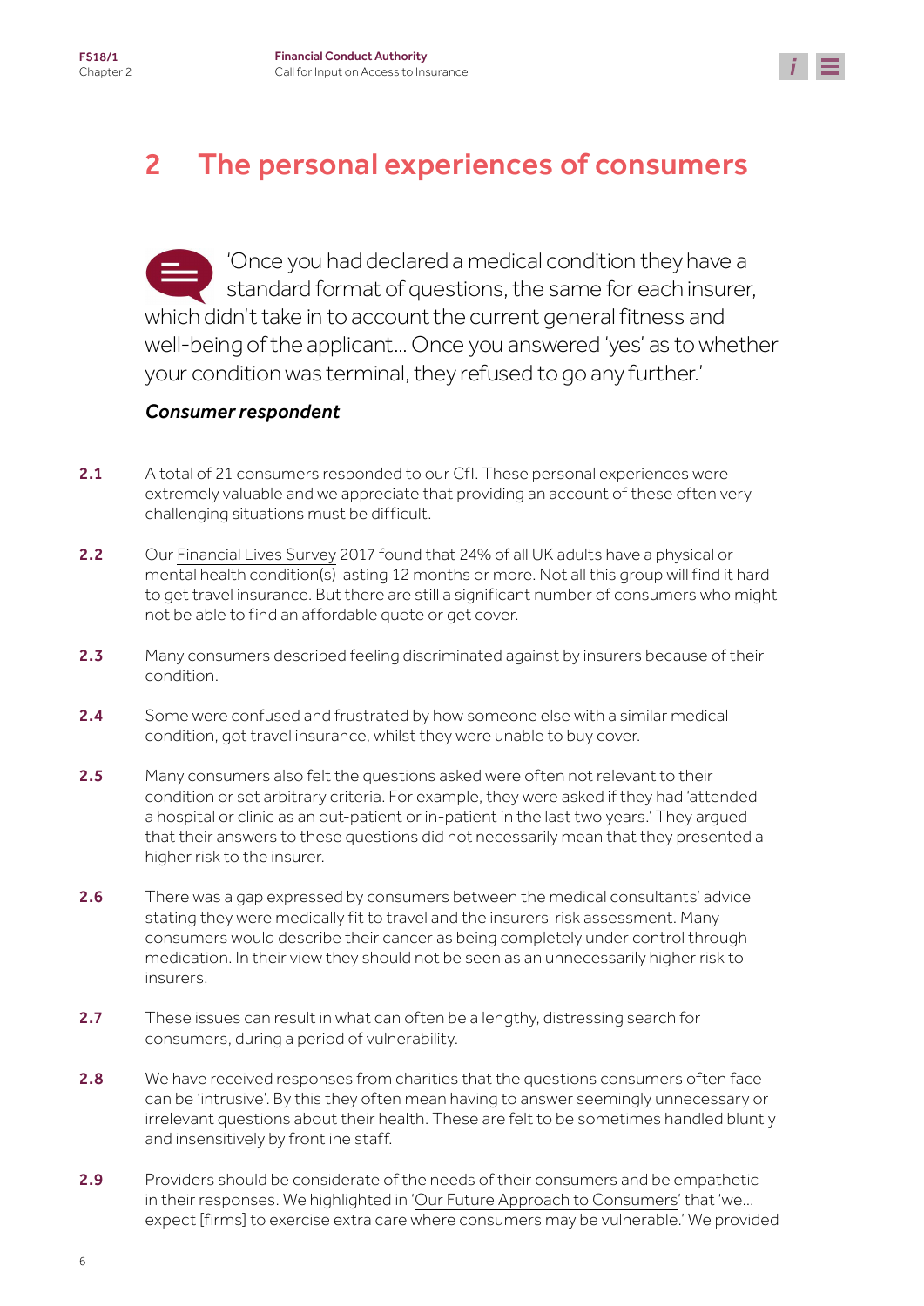# 2 The personal experiences of consumers

'Once you had declared a medical condition they have a standard format of questions, the same for each insurer, which didn't take in to account the current general fitness and well-being of the applicant... Once you answered 'yes' as to whether your condition was terminal, they refused to go any further.'

***Consumer respondent***

**2.1** A total of 21 consumers responded to our CfI. These personal experiences were extremely valuable and we appreciate that providing an account of these often very challenging situations must be difficult.

**2.2** Our Financial Lives Survey 2017 found that 24% of all UK adults have a physical or mental health condition(s) lasting 12 months or more. Not all this group will find it hard to get travel insurance. But there are still a significant number of consumers who might not be able to find an affordable quote or get cover.

**2.3** Many consumers described feeling discriminated against by insurers because of their condition.

**2.4** Some were confused and frustrated by how someone else with a similar medical condition, got travel insurance, whilst they were unable to buy cover.

**2.5** Many consumers also felt the questions asked were often not relevant to their condition or set arbitrary criteria. For example, they were asked if they had 'attended a hospital or clinic as an out-patient or in-patient in the last two years.' They argued that their answers to these questions did not necessarily mean that they presented a higher risk to the insurer.

**2.6** There was a gap expressed by consumers between the medical consultants' advice stating they were medically fit to travel and the insurers' risk assessment. Many consumers would describe their cancer as being completely under control through medication. In their view they should not be seen as an unnecessarily higher risk to insurers.

**2.7** These issues can result in what can often be a lengthy, distressing search for consumers, during a period of vulnerability.

**2.8** We have received responses from charities that the questions consumers often face can be 'intrusive'. By this they often mean having to answer seemingly unnecessary or irrelevant questions about their health. These are felt to be sometimes handled bluntly and insensitively by frontline staff.

**2.9** Providers should be considerate of the needs of their consumers and be empathetic in their responses. We highlighted in 'Our Future Approach to Consumers' that 'we… expect [firms] to exercise extra care where consumers may be vulnerable.' We provided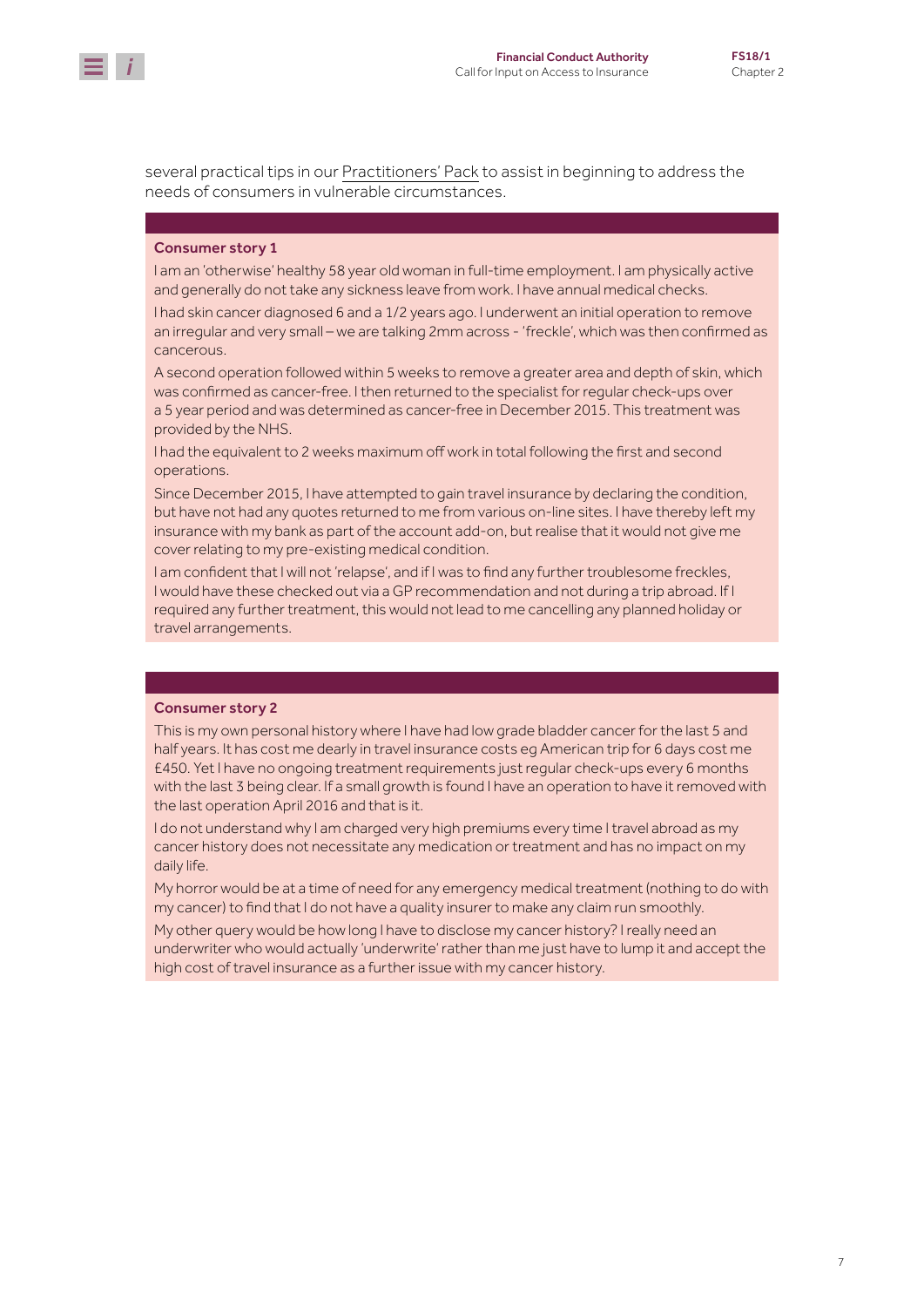several practical tips in our Practitioners' Pack to assist in beginning to address the needs of consumers in vulnerable circumstances.

### Consumer story 1

I am an 'otherwise' healthy 58 year old woman in full-time employment. I am physically active and generally do not take any sickness leave from work. I have annual medical checks.

I had skin cancer diagnosed 6 and a 1/2 years ago. I underwent an initial operation to remove an irregular and very small – we are talking 2mm across - 'freckle', which was then confirmed as cancerous.

A second operation followed within 5 weeks to remove a greater area and depth of skin, which was confirmed as cancer-free. I then returned to the specialist for regular check-ups over a 5 year period and was determined as cancer-free in December 2015. This treatment was provided by the NHS.

I had the equivalent to 2 weeks maximum off work in total following the first and second operations.

Since December 2015, I have attempted to gain travel insurance by declaring the condition, but have not had any quotes returned to me from various on-line sites. I have thereby left my insurance with my bank as part of the account add-on, but realise that it would not give me cover relating to my pre-existing medical condition.

I am confident that I will not 'relapse', and if I was to find any further troublesome freckles, I would have these checked out via a GP recommendation and not during a trip abroad. If I required any further treatment, this would not lead to me cancelling any planned holiday or travel arrangements.

### Consumer story 2

This is my own personal history where I have had low grade bladder cancer for the last 5 and half years. It has cost me dearly in travel insurance costs eg American trip for 6 days cost me £450. Yet I have no ongoing treatment requirements just regular check-ups every 6 months with the last 3 being clear. If a small growth is found I have an operation to have it removed with the last operation April 2016 and that is it.

I do not understand why I am charged very high premiums every time I travel abroad as my cancer history does not necessitate any medication or treatment and has no impact on my daily life.

My horror would be at a time of need for any emergency medical treatment (nothing to do with my cancer) to find that I do not have a quality insurer to make any claim run smoothly.

My other query would be how long I have to disclose my cancer history? I really need an underwriter who would actually 'underwrite' rather than me just have to lump it and accept the high cost of travel insurance as a further issue with my cancer history.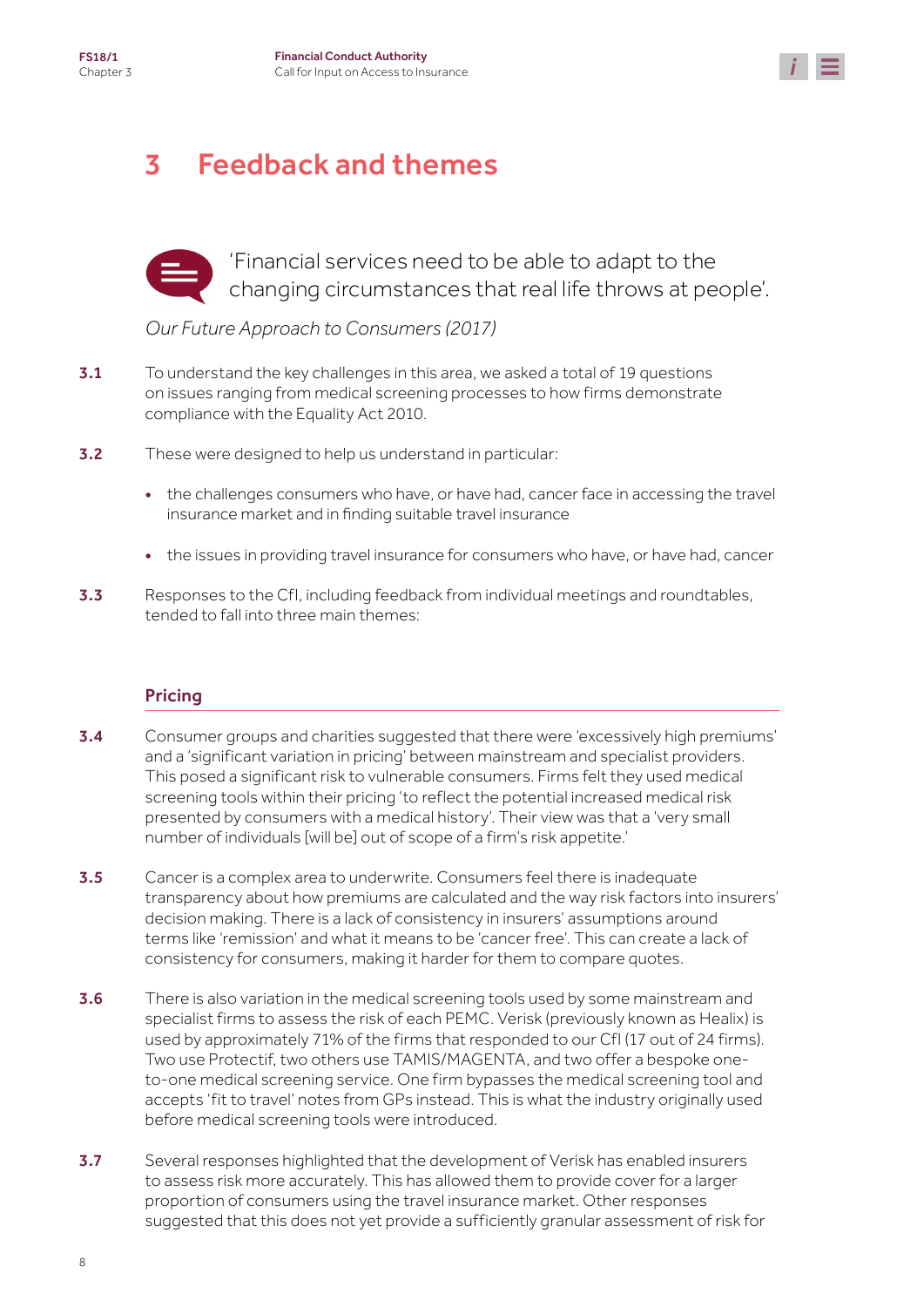# 3 Feedback and themes

'Financial services need to be able to adapt to the changing circumstances that real life throws at people'.

*Our Future Approach to Consumers (2017)*

**3.1** To understand the key challenges in this area, we asked a total of 19 questions on issues ranging from medical screening processes to how firms demonstrate compliance with the Equality Act 2010.

**3.2** These were designed to help us understand in particular:

- the challenges consumers who have, or have had, cancer face in accessing the travel insurance market and in finding suitable travel insurance
- the issues in providing travel insurance for consumers who have, or have had, cancer

**3.3** Responses to the CfI, including feedback from individual meetings and roundtables, tended to fall into three main themes:

## Pricing

**3.4** Consumer groups and charities suggested that there were 'excessively high premiums' and a 'significant variation in pricing' between mainstream and specialist providers. This posed a significant risk to vulnerable consumers. Firms felt they used medical screening tools within their pricing 'to reflect the potential increased medical risk presented by consumers with a medical history'. Their view was that a 'very small number of individuals [will be] out of scope of a firm's risk appetite.'

**3.5** Cancer is a complex area to underwrite. Consumers feel there is inadequate transparency about how premiums are calculated and the way risk factors into insurers' decision making. There is a lack of consistency in insurers' assumptions around terms like 'remission' and what it means to be 'cancer free'. This can create a lack of consistency for consumers, making it harder for them to compare quotes.

**3.6** There is also variation in the medical screening tools used by some mainstream and specialist firms to assess the risk of each PEMC. Verisk (previously known as Healix) is used by approximately 71% of the firms that responded to our CfI (17 out of 24 firms). Two use Protectif, two others use TAMIS/MAGENTA, and two offer a bespoke one-to-one medical screening service. One firm bypasses the medical screening tool and accepts 'fit to travel' notes from GPs instead. This is what the industry originally used before medical screening tools were introduced.

**3.7** Several responses highlighted that the development of Verisk has enabled insurers to assess risk more accurately. This has allowed them to provide cover for a larger proportion of consumers using the travel insurance market. Other responses suggested that this does not yet provide a sufficiently granular assessment of risk for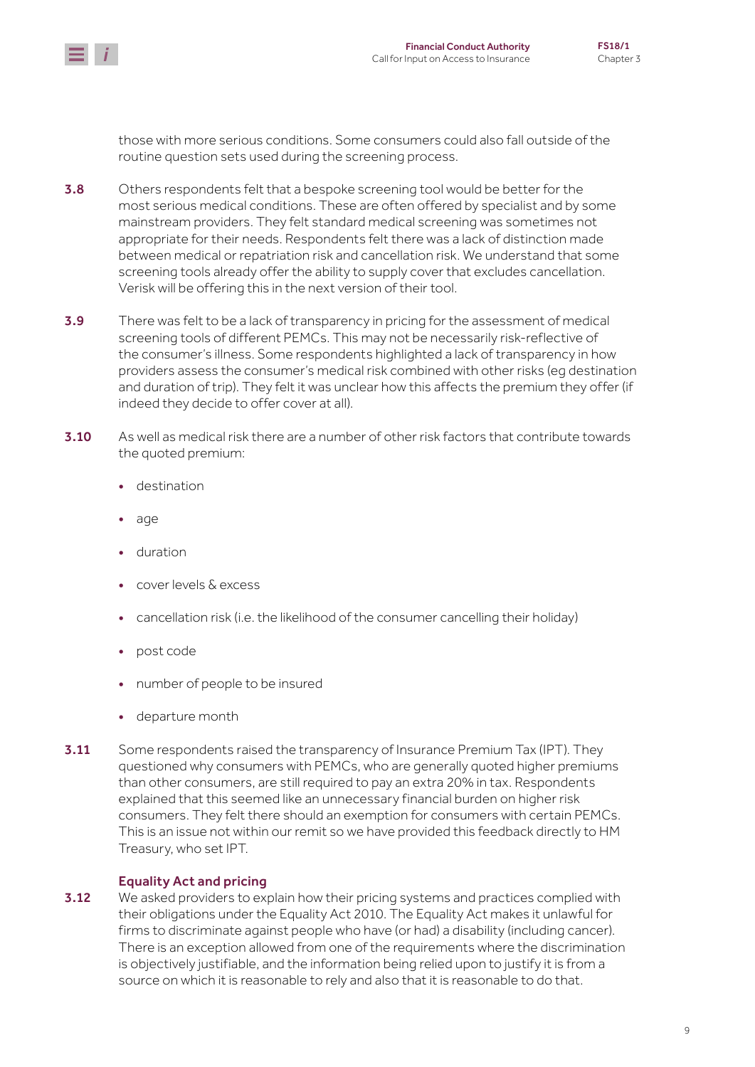those with more serious conditions. Some consumers could also fall outside of the routine question sets used during the screening process.

**3.8** Others respondents felt that a bespoke screening tool would be better for the most serious medical conditions. These are often offered by specialist and by some mainstream providers. They felt standard medical screening was sometimes not appropriate for their needs. Respondents felt there was a lack of distinction made between medical or repatriation risk and cancellation risk. We understand that some screening tools already offer the ability to supply cover that excludes cancellation. Verisk will be offering this in the next version of their tool.

**3.9** There was felt to be a lack of transparency in pricing for the assessment of medical screening tools of different PEMCs. This may not be necessarily risk-reflective of the consumer's illness. Some respondents highlighted a lack of transparency in how providers assess the consumer's medical risk combined with other risks (eg destination and duration of trip). They felt it was unclear how this affects the premium they offer (if indeed they decide to offer cover at all).

**3.10** As well as medical risk there are a number of other risk factors that contribute towards the quoted premium:

- destination
- age
- duration
- cover levels & excess
- cancellation risk (i.e. the likelihood of the consumer cancelling their holiday)
- post code
- number of people to be insured
- departure month

**3.11** Some respondents raised the transparency of Insurance Premium Tax (IPT). They questioned why consumers with PEMCs, who are generally quoted higher premiums than other consumers, are still required to pay an extra 20% in tax. Respondents explained that this seemed like an unnecessary financial burden on higher risk consumers. They felt there should an exemption for consumers with certain PEMCs. This is an issue not within our remit so we have provided this feedback directly to HM Treasury, who set IPT.

### Equality Act and pricing

**3.12** We asked providers to explain how their pricing systems and practices complied with their obligations under the Equality Act 2010. The Equality Act makes it unlawful for firms to discriminate against people who have (or had) a disability (including cancer). There is an exception allowed from one of the requirements where the discrimination is objectively justifiable, and the information being relied upon to justify it is from a source on which it is reasonable to rely and also that it is reasonable to do that.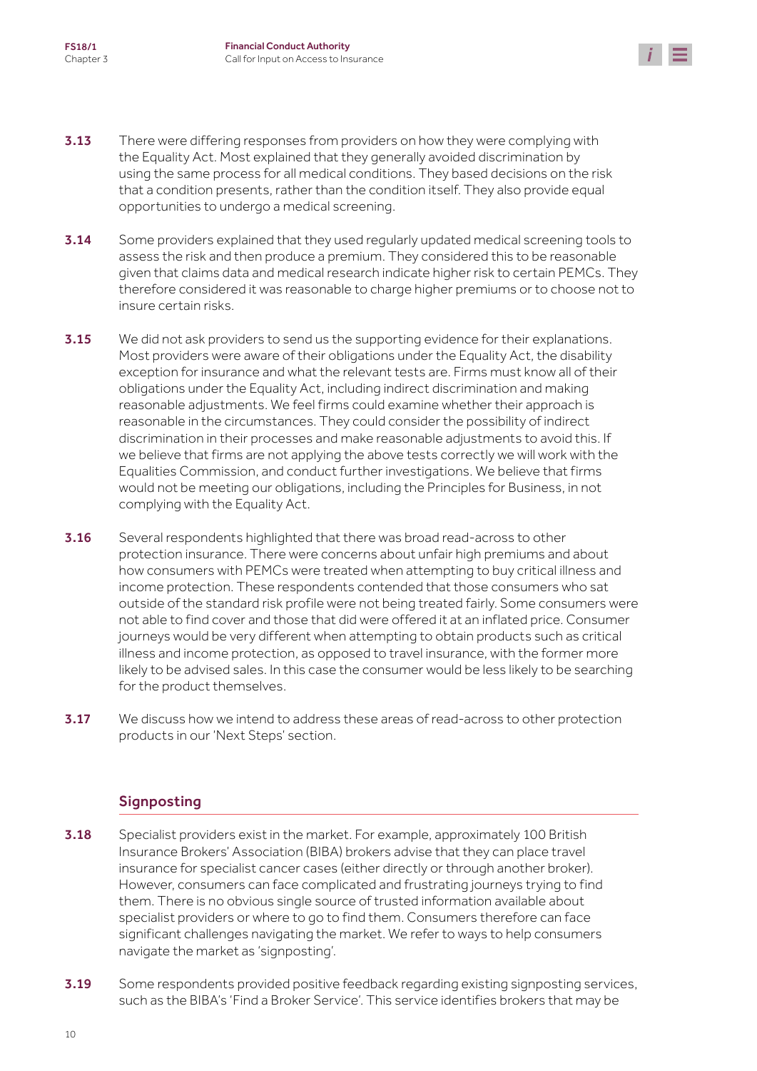**3.13** There were differing responses from providers on how they were complying with the Equality Act. Most explained that they generally avoided discrimination by using the same process for all medical conditions. They based decisions on the risk that a condition presents, rather than the condition itself. They also provide equal opportunities to undergo a medical screening.

**3.14** Some providers explained that they used regularly updated medical screening tools to assess the risk and then produce a premium. They considered this to be reasonable given that claims data and medical research indicate higher risk to certain PEMCs. They therefore considered it was reasonable to charge higher premiums or to choose not to insure certain risks.

**3.15** We did not ask providers to send us the supporting evidence for their explanations. Most providers were aware of their obligations under the Equality Act, the disability exception for insurance and what the relevant tests are. Firms must know all of their obligations under the Equality Act, including indirect discrimination and making reasonable adjustments. We feel firms could examine whether their approach is reasonable in the circumstances. They could consider the possibility of indirect discrimination in their processes and make reasonable adjustments to avoid this. If we believe that firms are not applying the above tests correctly we will work with the Equalities Commission, and conduct further investigations. We believe that firms would not be meeting our obligations, including the Principles for Business, in not complying with the Equality Act.

**3.16** Several respondents highlighted that there was broad read-across to other protection insurance. There were concerns about unfair high premiums and about how consumers with PEMCs were treated when attempting to buy critical illness and income protection. These respondents contended that those consumers who sat outside of the standard risk profile were not being treated fairly. Some consumers were not able to find cover and those that did were offered it at an inflated price. Consumer journeys would be very different when attempting to obtain products such as critical illness and income protection, as opposed to travel insurance, with the former more likely to be advised sales. In this case the consumer would be less likely to be searching for the product themselves.

**3.17** We discuss how we intend to address these areas of read-across to other protection products in our 'Next Steps' section.

## Signposting

**3.18** Specialist providers exist in the market. For example, approximately 100 British Insurance Brokers' Association (BIBA) brokers advise that they can place travel insurance for specialist cancer cases (either directly or through another broker). However, consumers can face complicated and frustrating journeys trying to find them. There is no obvious single source of trusted information available about specialist providers or where to go to find them. Consumers therefore can face significant challenges navigating the market. We refer to ways to help consumers navigate the market as 'signposting'.

**3.19** Some respondents provided positive feedback regarding existing signposting services, such as the BIBA's 'Find a Broker Service'. This service identifies brokers that may be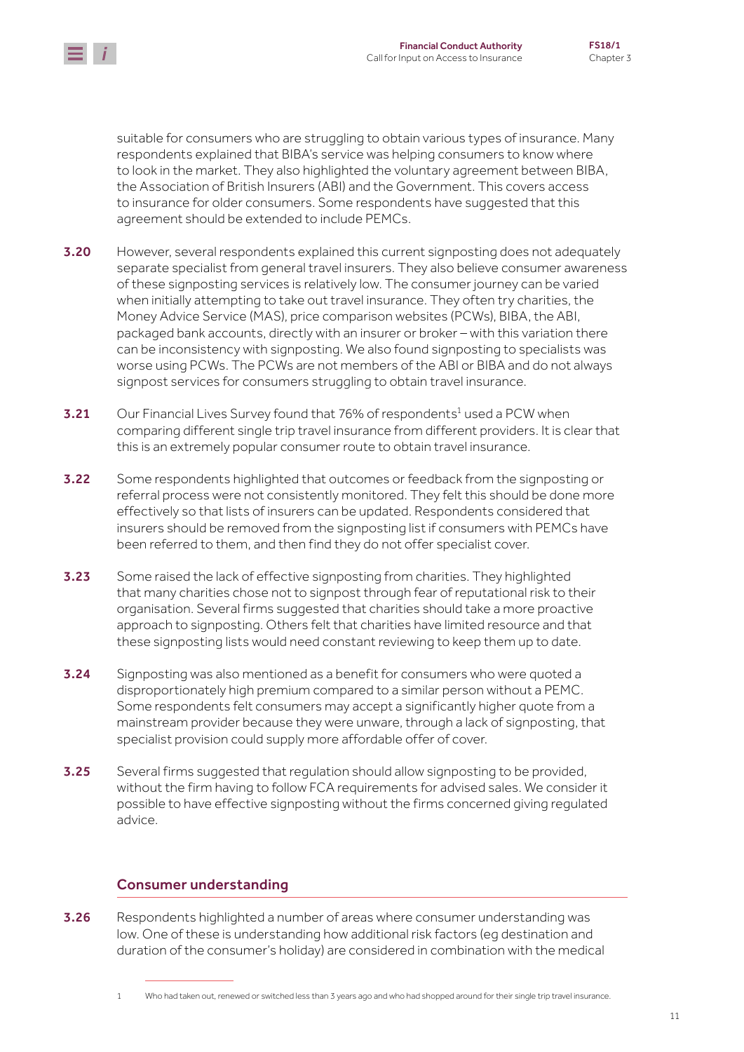suitable for consumers who are struggling to obtain various types of insurance. Many respondents explained that BIBA's service was helping consumers to know where to look in the market. They also highlighted the voluntary agreement between BIBA, the Association of British Insurers (ABI) and the Government. This covers access to insurance for older consumers. Some respondents have suggested that this agreement should be extended to include PEMCs.

**3.20** However, several respondents explained this current signposting does not adequately separate specialist from general travel insurers. They also believe consumer awareness of these signposting services is relatively low. The consumer journey can be varied when initially attempting to take out travel insurance. They often try charities, the Money Advice Service (MAS), price comparison websites (PCWs), BIBA, the ABI, packaged bank accounts, directly with an insurer or broker – with this variation there can be inconsistency with signposting. We also found signposting to specialists was worse using PCWs. The PCWs are not members of the ABI or BIBA and do not always signpost services for consumers struggling to obtain travel insurance.

**3.21** Our Financial Lives Survey found that 76% of respondents[1] used a PCW when comparing different single trip travel insurance from different providers. It is clear that this is an extremely popular consumer route to obtain travel insurance.

**3.22** Some respondents highlighted that outcomes or feedback from the signposting or referral process were not consistently monitored. They felt this should be done more effectively so that lists of insurers can be updated. Respondents considered that insurers should be removed from the signposting list if consumers with PEMCs have been referred to them, and then find they do not offer specialist cover.

**3.23** Some raised the lack of effective signposting from charities. They highlighted that many charities chose not to signpost through fear of reputational risk to their organisation. Several firms suggested that charities should take a more proactive approach to signposting. Others felt that charities have limited resource and that these signposting lists would need constant reviewing to keep them up to date.

**3.24** Signposting was also mentioned as a benefit for consumers who were quoted a disproportionately high premium compared to a similar person without a PEMC. Some respondents felt consumers may accept a significantly higher quote from a mainstream provider because they were unaware, through a lack of signposting, that specialist provision could supply more affordable offer of cover.

**3.25** Several firms suggested that regulation should allow signposting to be provided, without the firm having to follow FCA requirements for advised sales. We consider it possible to have effective signposting without the firms concerned giving regulated advice.

## Consumer understanding

**3.26** Respondents highlighted a number of areas where consumer understanding was low. One of these is understanding how additional risk factors (eg destination and duration of the consumer's holiday) are considered in combination with the medical

---

1 Who had taken out, renewed or switched less than 3 years ago and who had shopped around for their single trip travel insurance.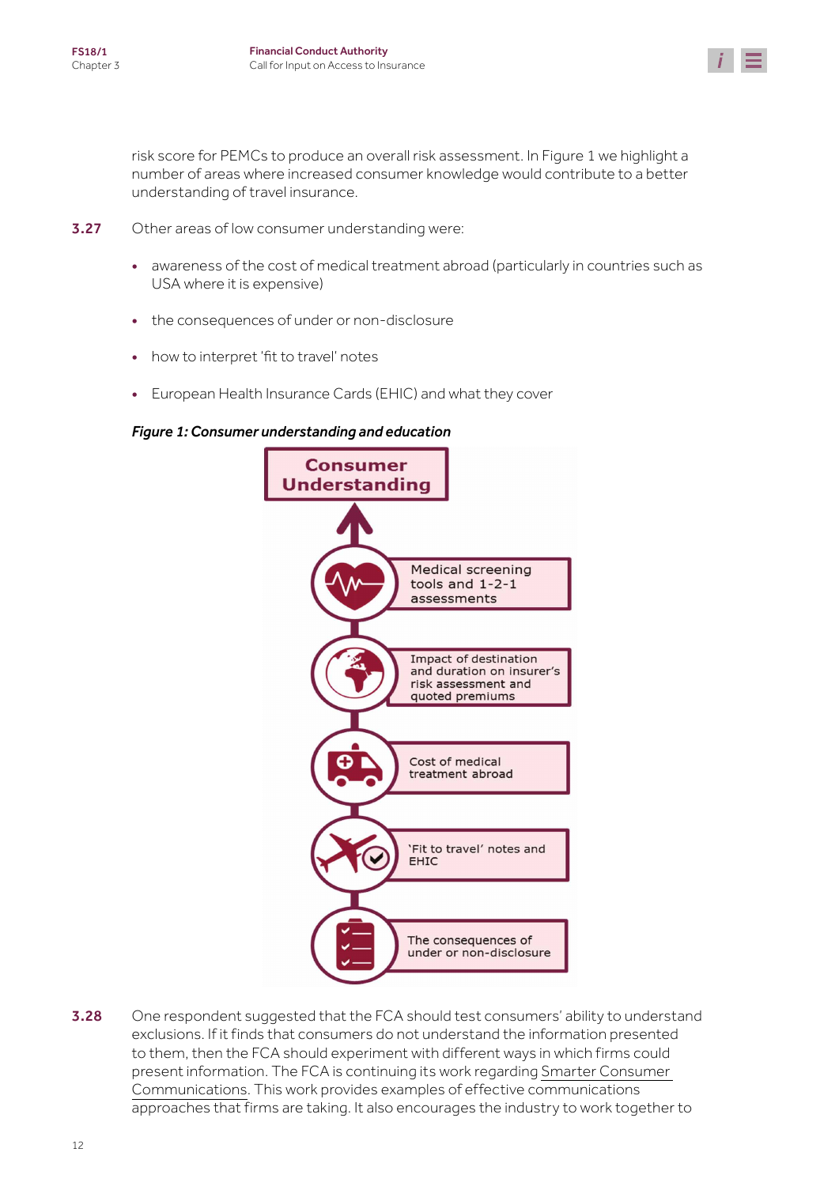risk score for PEMCs to produce an overall risk assessment. In Figure 1 we highlight a number of areas where increased consumer knowledge would contribute to a better understanding of travel insurance.

**3.27** Other areas of low consumer understanding were:

- awareness of the cost of medical treatment abroad (particularly in countries such as USA where it is expensive)
- the consequences of under or non-disclosure
- how to interpret 'fit to travel' notes
- European Health Insurance Cards (EHIC) and what they cover

***Figure 1: Consumer understanding and education***

Consumer Understanding

- Medical screening tools and 1-2-1 assessments
- Impact of destination and duration on insurer's risk assessment and quoted premiums
- Cost of medical treatment abroad
- 'Fit to travel' notes and EHIC
- The consequences of under or non-disclosure

**3.28** One respondent suggested that the FCA should test consumers' ability to understand exclusions. If it finds that consumers do not understand the information presented to them, then the FCA should experiment with different ways in which firms could present information. The FCA is continuing its work regarding Smarter Consumer Communications. This work provides examples of effective communications approaches that firms are taking. It also encourages the industry to work together to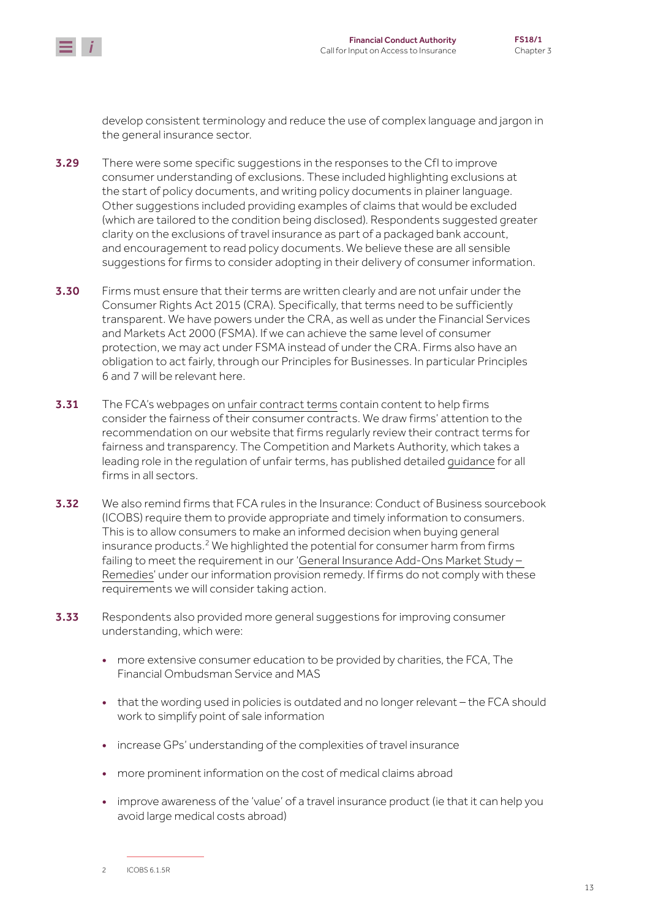develop consistent terminology and reduce the use of complex language and jargon in the general insurance sector.

**3.29** There were some specific suggestions in the responses to the CfI to improve consumer understanding of exclusions. These included highlighting exclusions at the start of policy documents, and writing policy documents in plainer language. Other suggestions included providing examples of claims that would be excluded (which are tailored to the condition being disclosed). Respondents suggested greater clarity on the exclusions of travel insurance as part of a packaged bank account, and encouragement to read policy documents. We believe these are all sensible suggestions for firms to consider adopting in their delivery of consumer information.

**3.30** Firms must ensure that their terms are written clearly and are not unfair under the Consumer Rights Act 2015 (CRA). Specifically, that terms need to be sufficiently transparent. We have powers under the CRA, as well as under the Financial Services and Markets Act 2000 (FSMA). If we can achieve the same level of consumer protection, we may act under FSMA instead of under the CRA. Firms also have an obligation to act fairly, through our Principles for Businesses. In particular Principles 6 and 7 will be relevant here.

**3.31** The FCA's webpages on unfair contract terms contain content to help firms consider the fairness of their consumer contracts. We draw firms' attention to the recommendation on our website that firms regularly review their contract terms for fairness and transparency. The Competition and Markets Authority, which takes a leading role in the regulation of unfair terms, has published detailed guidance for all firms in all sectors.

**3.32** We also remind firms that FCA rules in the Insurance: Conduct of Business sourcebook (ICOBS) require them to provide appropriate and timely information to consumers. This is to allow consumers to make an informed decision when buying general insurance products.[2] We highlighted the potential for consumer harm from firms failing to meet the requirement in our 'General Insurance Add-Ons Market Study – Remedies' under our information provision remedy. If firms do not comply with these requirements we will consider taking action.

**3.33** Respondents also provided more general suggestions for improving consumer understanding, which were:

- more extensive consumer education to be provided by charities, the FCA, The Financial Ombudsman Service and MAS
- that the wording used in policies is outdated and no longer relevant – the FCA should work to simplify point of sale information
- increase GPs' understanding of the complexities of travel insurance
- more prominent information on the cost of medical claims abroad
- improve awareness of the 'value' of a travel insurance product (ie that it can help you avoid large medical costs abroad)

---

2 ICOBS 6.1.5R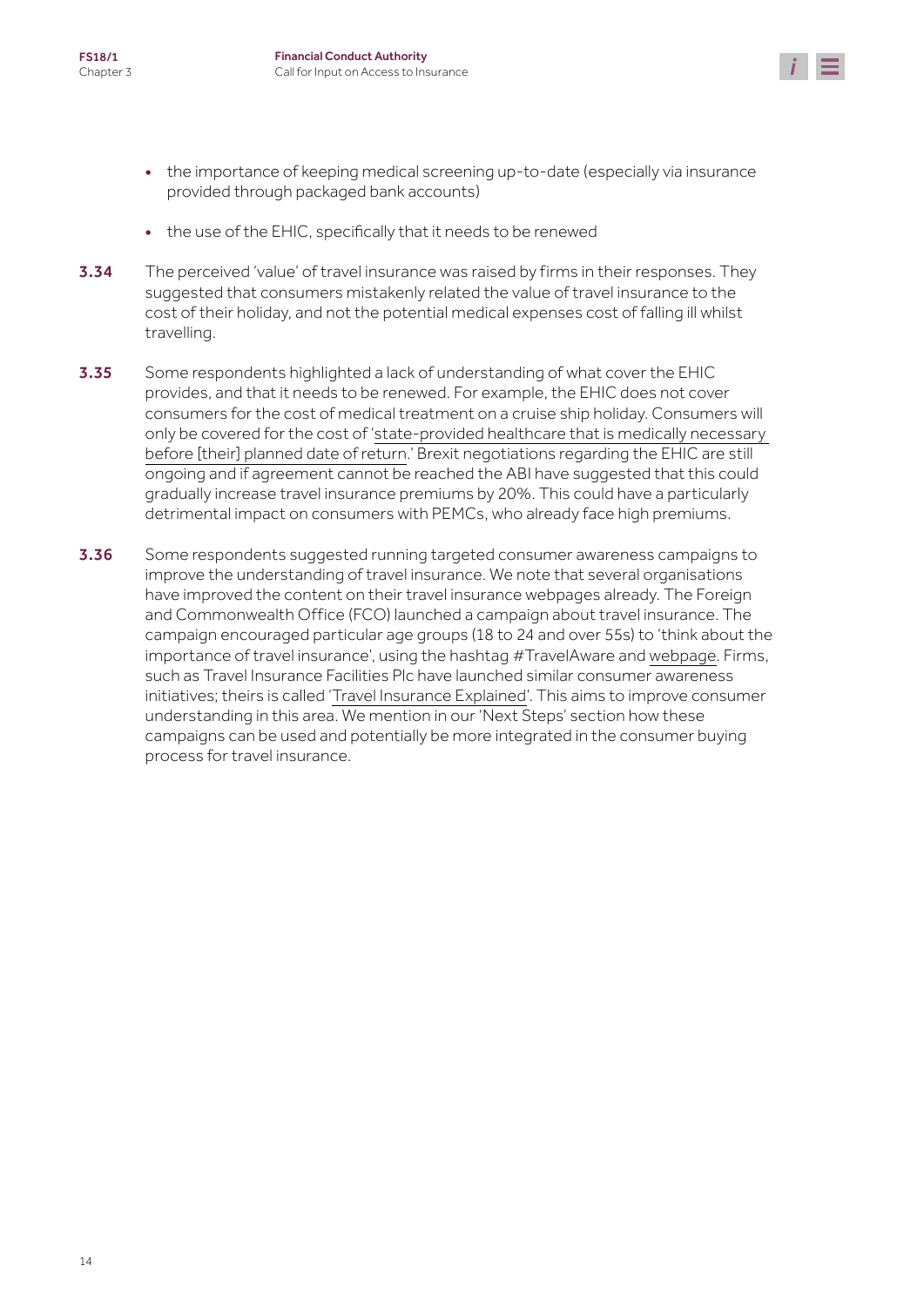- the importance of keeping medical screening up-to-date (especially via insurance provided through packaged bank accounts)
- the use of the EHIC, specifically that it needs to be renewed

**3.34** The perceived 'value' of travel insurance was raised by firms in their responses. They suggested that consumers mistakenly related the value of travel insurance to the cost of their holiday, and not the potential medical expenses cost of falling ill whilst travelling.

**3.35** Some respondents highlighted a lack of understanding of what cover the EHIC provides, and that it needs to be renewed. For example, the EHIC does not cover consumers for the cost of medical treatment on a cruise ship holiday. Consumers will only be covered for the cost of 'state-provided healthcare that is medically necessary before [their] planned date of return.' Brexit negotiations regarding the EHIC are still ongoing and if agreement cannot be reached the ABI have suggested that this could gradually increase travel insurance premiums by 20%. This could have a particularly detrimental impact on consumers with PEMCs, who already face high premiums.

**3.36** Some respondents suggested running targeted consumer awareness campaigns to improve the understanding of travel insurance. We note that several organisations have improved the content on their travel insurance webpages already. The Foreign and Commonwealth Office (FCO) launched a campaign about travel insurance. The campaign encouraged particular age groups (18 to 24 and over 55s) to 'think about the importance of travel insurance', using the hashtag #TravelAware and webpage. Firms, such as Travel Insurance Facilities Plc have launched similar consumer awareness initiatives; theirs is called 'Travel Insurance Explained'. This aims to improve consumer understanding in this area. We mention in our 'Next Steps' section how these campaigns can be used and potentially be more integrated in the consumer buying process for travel insurance.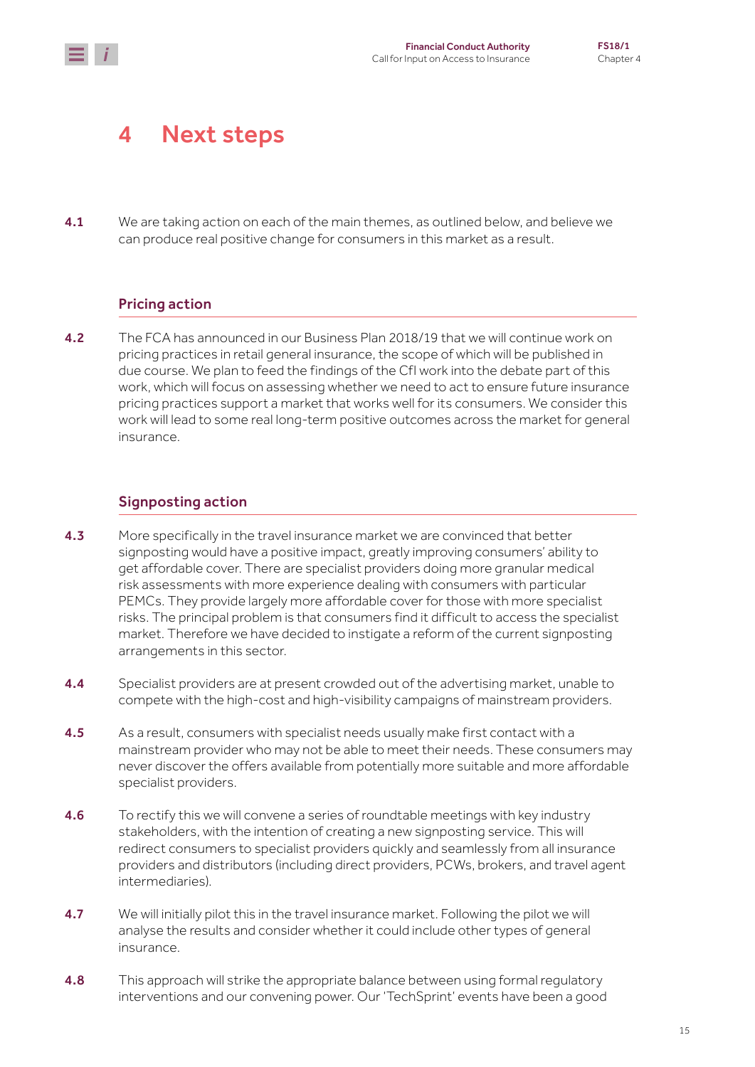# 4 Next steps

**4.1** We are taking action on each of the main themes, as outlined below, and believe we can produce real positive change for consumers in this market as a result.

## Pricing action

**4.2** The FCA has announced in our Business Plan 2018/19 that we will continue work on pricing practices in retail general insurance, the scope of which will be published in due course. We plan to feed the findings of the CfI work into the debate part of this work, which will focus on assessing whether we need to act to ensure future insurance pricing practices support a market that works well for its consumers. We consider this work will lead to some real long-term positive outcomes across the market for general insurance.

## Signposting action

**4.3** More specifically in the travel insurance market we are convinced that better signposting would have a positive impact, greatly improving consumers' ability to get affordable cover. There are specialist providers doing more granular medical risk assessments with more experience dealing with consumers with particular PEMCs. They provide largely more affordable cover for those with more specialist risks. The principal problem is that consumers find it difficult to access the specialist market. Therefore we have decided to instigate a reform of the current signposting arrangements in this sector.

**4.4** Specialist providers are at present crowded out of the advertising market, unable to compete with the high-cost and high-visibility campaigns of mainstream providers.

**4.5** As a result, consumers with specialist needs usually make first contact with a mainstream provider who may not be able to meet their needs. These consumers may never discover the offers available from potentially more suitable and more affordable specialist providers.

**4.6** To rectify this we will convene a series of roundtable meetings with key industry stakeholders, with the intention of creating a new signposting service. This will redirect consumers to specialist providers quickly and seamlessly from all insurance providers and distributors (including direct providers, PCWs, brokers, and travel agent intermediaries).

**4.7** We will initially pilot this in the travel insurance market. Following the pilot we will analyse the results and consider whether it could include other types of general insurance.

**4.8** This approach will strike the appropriate balance between using formal regulatory interventions and our convening power. Our 'TechSprint' events have been a good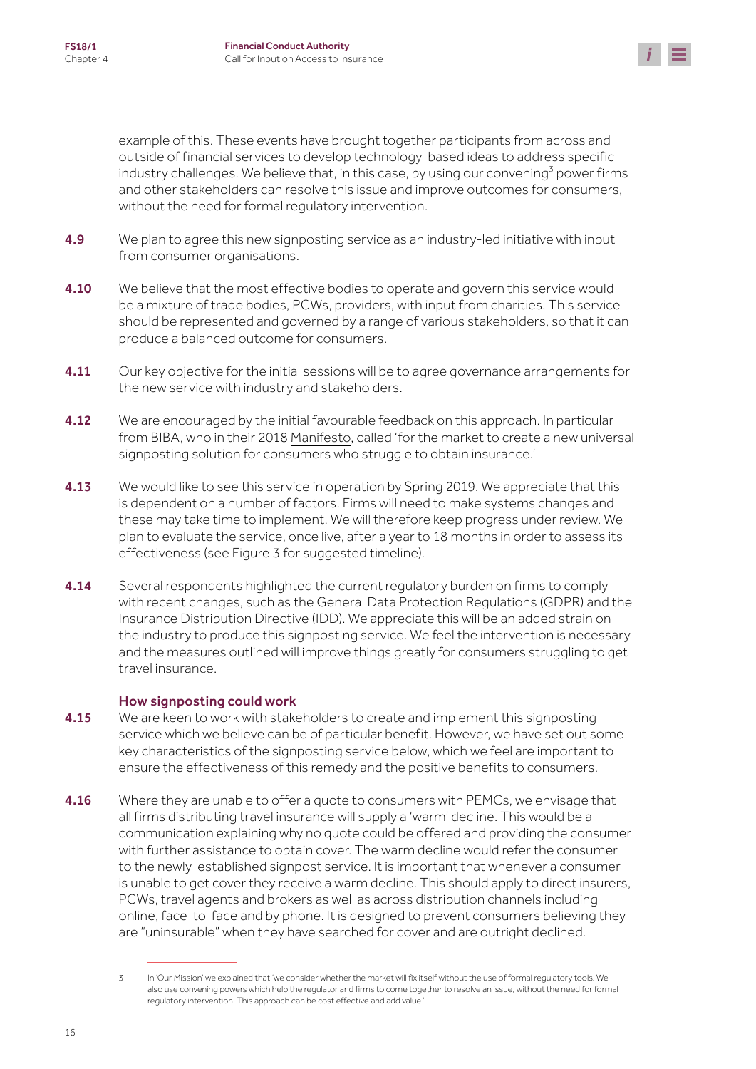example of this. These events have brought together participants from across and outside of financial services to develop technology-based ideas to address specific industry challenges. We believe that, in this case, by using our convening[3] power firms and other stakeholders can resolve this issue and improve outcomes for consumers, without the need for formal regulatory intervention.

**4.9** We plan to agree this new signposting service as an industry-led initiative with input from consumer organisations.

**4.10** We believe that the most effective bodies to operate and govern this service would be a mixture of trade bodies, PCWs, providers, with input from charities. This service should be represented and governed by a range of various stakeholders, so that it can produce a balanced outcome for consumers.

**4.11** Our key objective for the initial sessions will be to agree governance arrangements for the new service with industry and stakeholders.

**4.12** We are encouraged by the initial favourable feedback on this approach. In particular from BIBA, who in their 2018 Manifesto, called 'for the market to create a new universal signposting solution for consumers who struggle to obtain insurance.'

**4.13** We would like to see this service in operation by Spring 2019. We appreciate that this is dependent on a number of factors. Firms will need to make systems changes and these may take time to implement. We will therefore keep progress under review. We plan to evaluate the service, once live, after a year to 18 months in order to assess its effectiveness (see Figure 3 for suggested timeline).

**4.14** Several respondents highlighted the current regulatory burden on firms to comply with recent changes, such as the General Data Protection Regulations (GDPR) and the Insurance Distribution Directive (IDD). We appreciate this will be an added strain on the industry to produce this signposting service. We feel the intervention is necessary and the measures outlined will improve things greatly for consumers struggling to get travel insurance.

### How signposting could work

**4.15** We are keen to work with stakeholders to create and implement this signposting service which we believe can be of particular benefit. However, we have set out some key characteristics of the signposting service below, which we feel are important to ensure the effectiveness of this remedy and the positive benefits to consumers.

**4.16** Where they are unable to offer a quote to consumers with PEMCs, we envisage that all firms distributing travel insurance will supply a 'warm' decline. This would be a communication explaining why no quote could be offered and providing the consumer with further assistance to obtain cover. The warm decline would refer the consumer to the newly-established signpost service. It is important that whenever a consumer is unable to get cover they receive a warm decline. This should apply to direct insurers, PCWs, travel agents and brokers as well as across distribution channels including online, face-to-face and by phone. It is designed to prevent consumers believing they are "uninsurable" when they have searched for cover and are outright declined.

---

3 In 'Our Mission' we explained that 'we consider whether the market will fix itself without the use of formal regulatory tools. We also use convening powers which help the regulator and firms to come together to resolve an issue, without the need for formal regulatory intervention. This approach can be cost effective and add value.'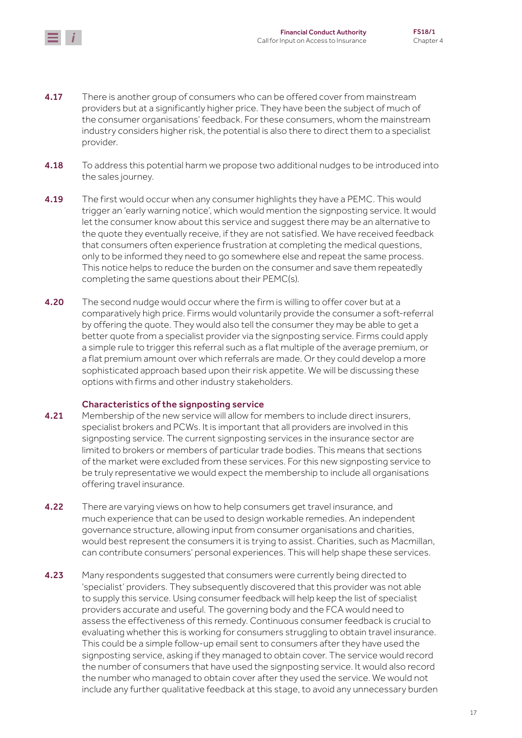**4.17** There is another group of consumers who can be offered cover from mainstream providers but at a significantly higher price. They have been the subject of much of the consumer organisations' feedback. For these consumers, whom the mainstream industry considers higher risk, the potential is also there to direct them to a specialist provider.

**4.18** To address this potential harm we propose two additional nudges to be introduced into the sales journey.

**4.19** The first would occur when any consumer highlights they have a PEMC. This would trigger an 'early warning notice', which would mention the signposting service. It would let the consumer know about this service and suggest there may be an alternative to the quote they eventually receive, if they are not satisfied. We have received feedback that consumers often experience frustration at completing the medical questions, only to be informed they need to go somewhere else and repeat the same process. This notice helps to reduce the burden on the consumer and save them repeatedly completing the same questions about their PEMC(s).

**4.20** The second nudge would occur where the firm is willing to offer cover but at a comparatively high price. Firms would voluntarily provide the consumer a soft-referral by offering the quote. They would also tell the consumer they may be able to get a better quote from a specialist provider via the signposting service. Firms could apply a simple rule to trigger this referral such as a flat multiple of the average premium, or a flat premium amount over which referrals are made. Or they could develop a more sophisticated approach based upon their risk appetite. We will be discussing these options with firms and other industry stakeholders.

### Characteristics of the signposting service

**4.21** Membership of the new service will allow for members to include direct insurers, specialist brokers and PCWs. It is important that all providers are involved in this signposting service. The current signposting services in the insurance sector are limited to brokers or members of particular trade bodies. This means that sections of the market were excluded from these services. For this new signposting service to be truly representative we would expect the membership to include all organisations offering travel insurance.

**4.22** There are varying views on how to help consumers get travel insurance, and much experience that can be used to design workable remedies. An independent governance structure, allowing input from consumer organisations and charities, would best represent the consumers it is trying to assist. Charities, such as Macmillan, can contribute consumers' personal experiences. This will help shape these services.

**4.23** Many respondents suggested that consumers were currently being directed to 'specialist' providers. They subsequently discovered that this provider was not able to supply this service. Using consumer feedback will help keep the list of specialist providers accurate and useful. The governing body and the FCA would need to assess the effectiveness of this remedy. Continuous consumer feedback is crucial to evaluating whether this is working for consumers struggling to obtain travel insurance. This could be a simple follow-up email sent to consumers after they have used the signposting service, asking if they managed to obtain cover. The service would record the number of consumers that have used the signposting service. It would also record the number who managed to obtain cover after they used the service. We would not include any further qualitative feedback at this stage, to avoid any unnecessary burden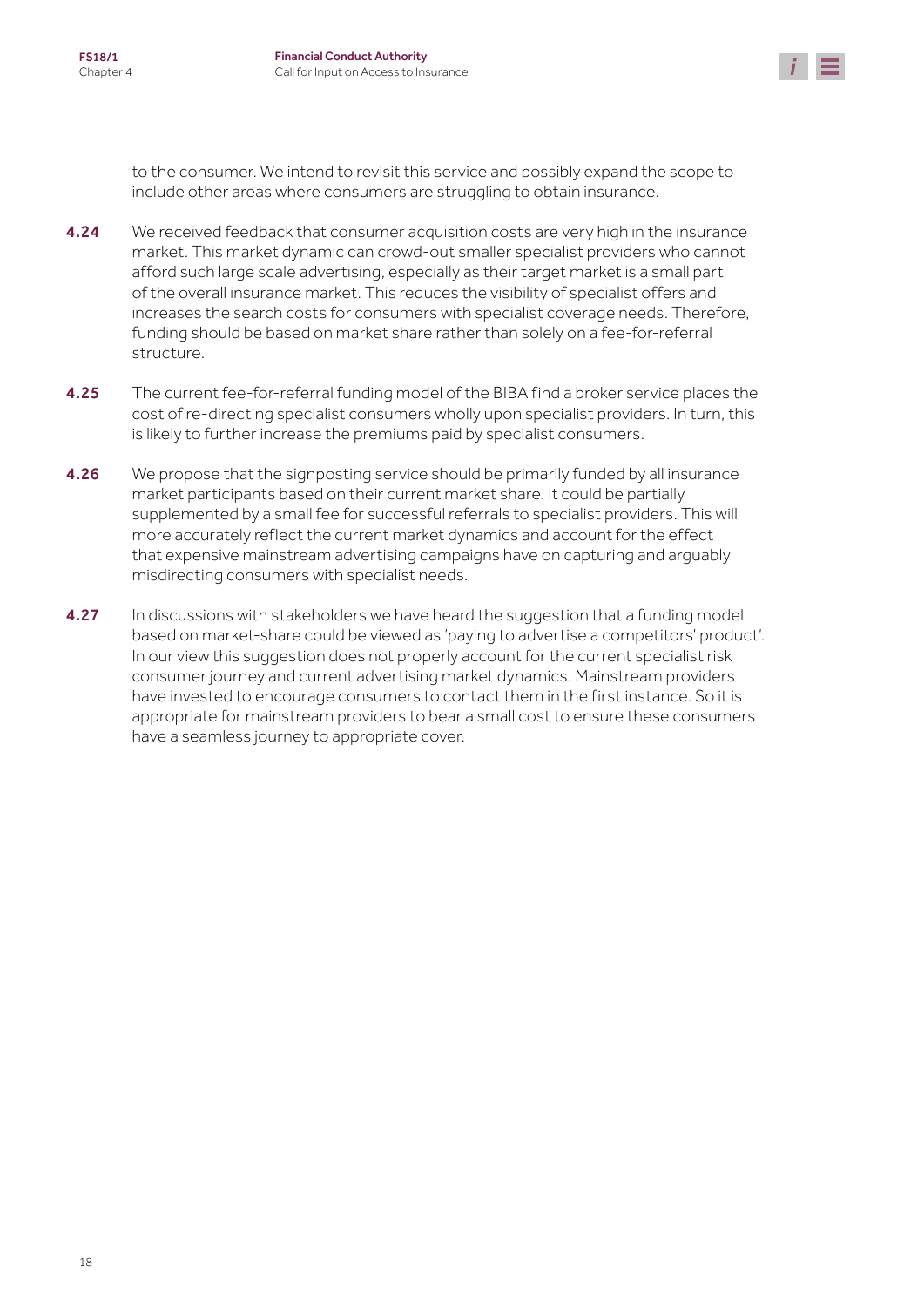to the consumer. We intend to revisit this service and possibly expand the scope to include other areas where consumers are struggling to obtain insurance.

**4.24** We received feedback that consumer acquisition costs are very high in the insurance market. This market dynamic can crowd-out smaller specialist providers who cannot afford such large scale advertising, especially as their target market is a small part of the overall insurance market. This reduces the visibility of specialist offers and increases the search costs for consumers with specialist coverage needs. Therefore, funding should be based on market share rather than solely on a fee-for-referral structure.

**4.25** The current fee-for-referral funding model of the BIBA find a broker service places the cost of re-directing specialist consumers wholly upon specialist providers. In turn, this is likely to further increase the premiums paid by specialist consumers.

**4.26** We propose that the signposting service should be primarily funded by all insurance market participants based on their current market share. It could be partially supplemented by a small fee for successful referrals to specialist providers. This will more accurately reflect the current market dynamics and account for the effect that expensive mainstream advertising campaigns have on capturing and arguably misdirecting consumers with specialist needs.

**4.27** In discussions with stakeholders we have heard the suggestion that a funding model based on market-share could be viewed as 'paying to advertise a competitors' product'. In our view this suggestion does not properly account for the current specialist risk consumer journey and current advertising market dynamics. Mainstream providers have invested to encourage consumers to contact them in the first instance. So it is appropriate for mainstream providers to bear a small cost to ensure these consumers have a seamless journey to appropriate cover.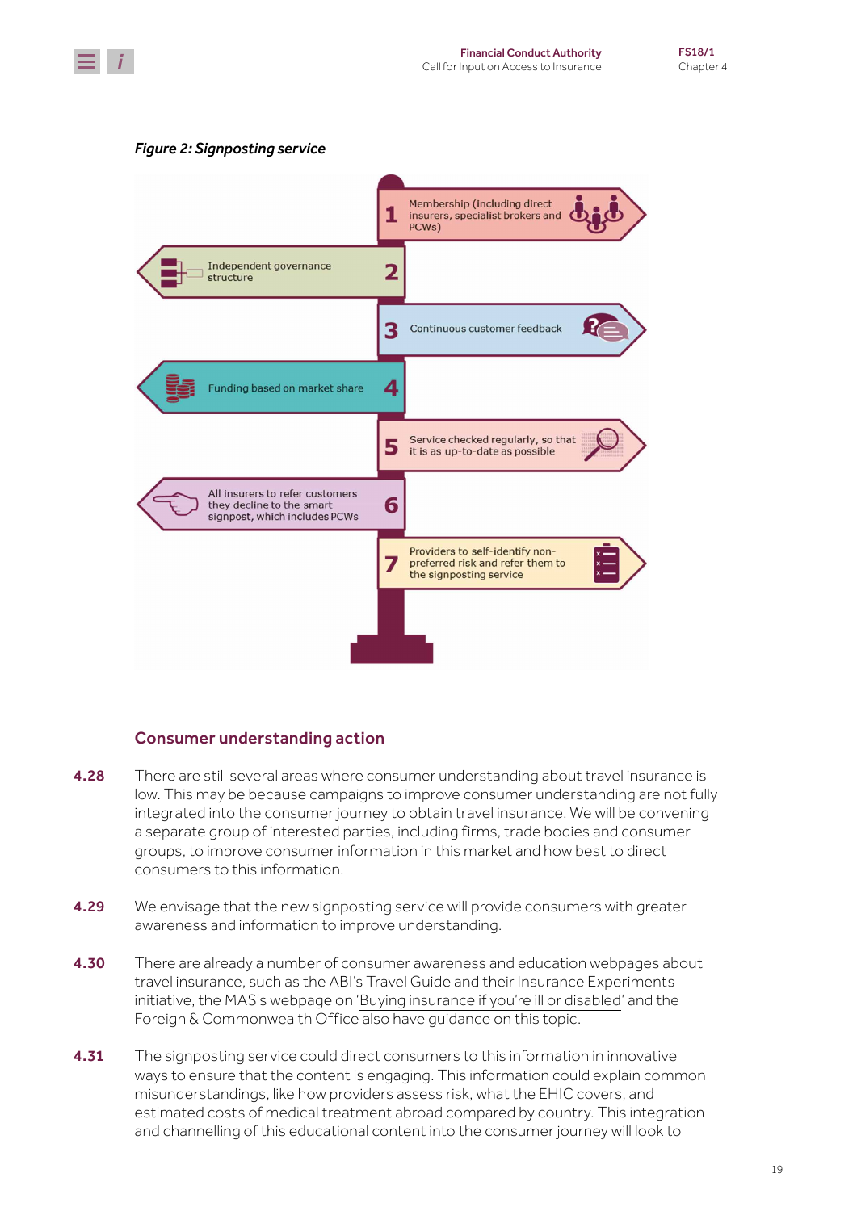*Figure 2: Signposting service*

1. Membership (Including direct insurers, specialist brokers and PCWs)
2. Independent governance structure
3. Continuous customer feedback
4. Funding based on market share
5. Service checked regularly, so that it is as up-to-date as possible
6. All insurers to refer customers they decline to the smart signpost, which includes PCWs
7. Providers to self-identify non-preferred risk and refer them to the signposting service

## Consumer understanding action

**4.28** There are still several areas where consumer understanding about travel insurance is low. This may be because campaigns to improve consumer understanding are not fully integrated into the consumer journey to obtain travel insurance. We will be convening a separate group of interested parties, including firms, trade bodies and consumer groups, to improve consumer information in this market and how best to direct consumers to this information.

**4.29** We envisage that the new signposting service will provide consumers with greater awareness and information to improve understanding.

**4.30** There are already a number of consumer awareness and education webpages about travel insurance, such as the ABI's Travel Guide and their Insurance Experiments initiative, the MAS's webpage on 'Buying insurance if you're ill or disabled' and the Foreign & Commonwealth Office also have guidance on this topic.

**4.31** The signposting service could direct consumers to this information in innovative ways to ensure that the content is engaging. This information could explain common misunderstandings, like how providers assess risk, what the EHIC covers, and estimated costs of medical treatment abroad compared by country. This integration and channelling of this educational content into the consumer journey will look to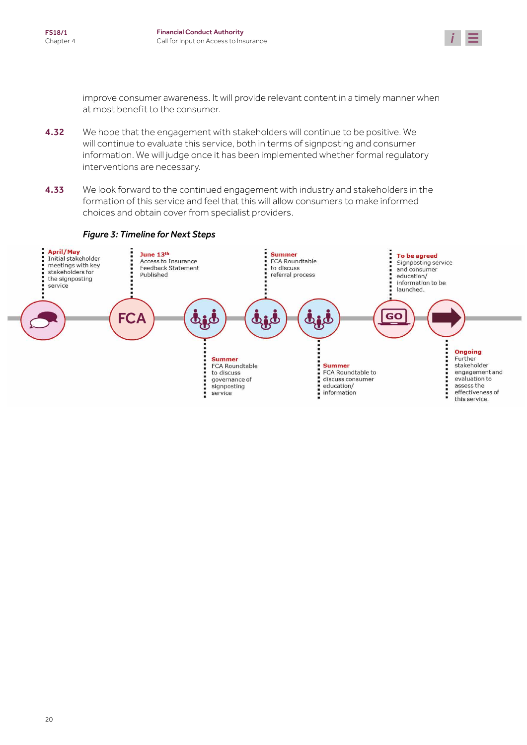improve consumer awareness. It will provide relevant content in a timely manner when at most benefit to the consumer.

**4.32** We hope that the engagement with stakeholders will continue to be positive. We will continue to evaluate this service, both in terms of signposting and consumer information. We will judge once it has been implemented whether formal regulatory interventions are necessary.

**4.33** We look forward to the continued engagement with industry and stakeholders in the formation of this service and feel that this will allow consumers to make informed choices and obtain cover from specialist providers.

***Figure 3: Timeline for Next Steps***

**April/May**
Initial stakeholder meetings with key stakeholders for the signposting service

**June 13th**
Access to Insurance Feedback Statement Published

**Summer**
FCA Roundtable to discuss governance of signposting service

**Summer**
FCA Roundtable to discuss referral process

**Summer**
FCA Roundtable to discuss consumer education/ information

**To be agreed**
Signposting service and consumer education/ information to be launched.

**Ongoing**
Further stakeholder engagement and evaluation to assess the effectiveness of this service.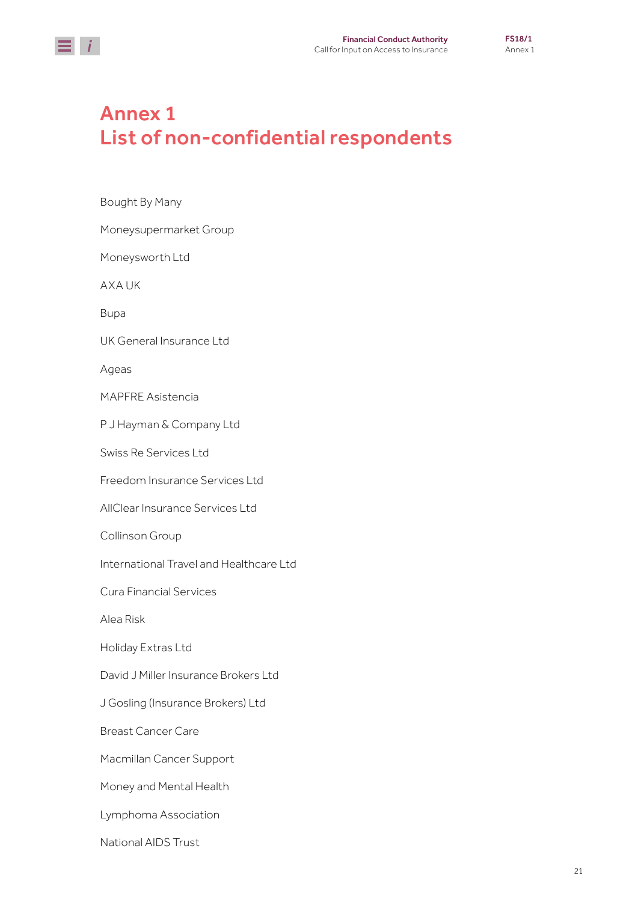# Annex 1
# List of non-confidential respondents

Bought By Many

Moneysupermarket Group

Moneysworth Ltd

AXA UK

Bupa

UK General Insurance Ltd

Ageas

MAPFRE Asistencia

P J Hayman & Company Ltd

Swiss Re Services Ltd

Freedom Insurance Services Ltd

AllClear Insurance Services Ltd

Collinson Group

International Travel and Healthcare Ltd

Cura Financial Services

Alea Risk

Holiday Extras Ltd

David J Miller Insurance Brokers Ltd

J Gosling (Insurance Brokers) Ltd

Breast Cancer Care

Macmillan Cancer Support

Money and Mental Health

Lymphoma Association

National AIDS Trust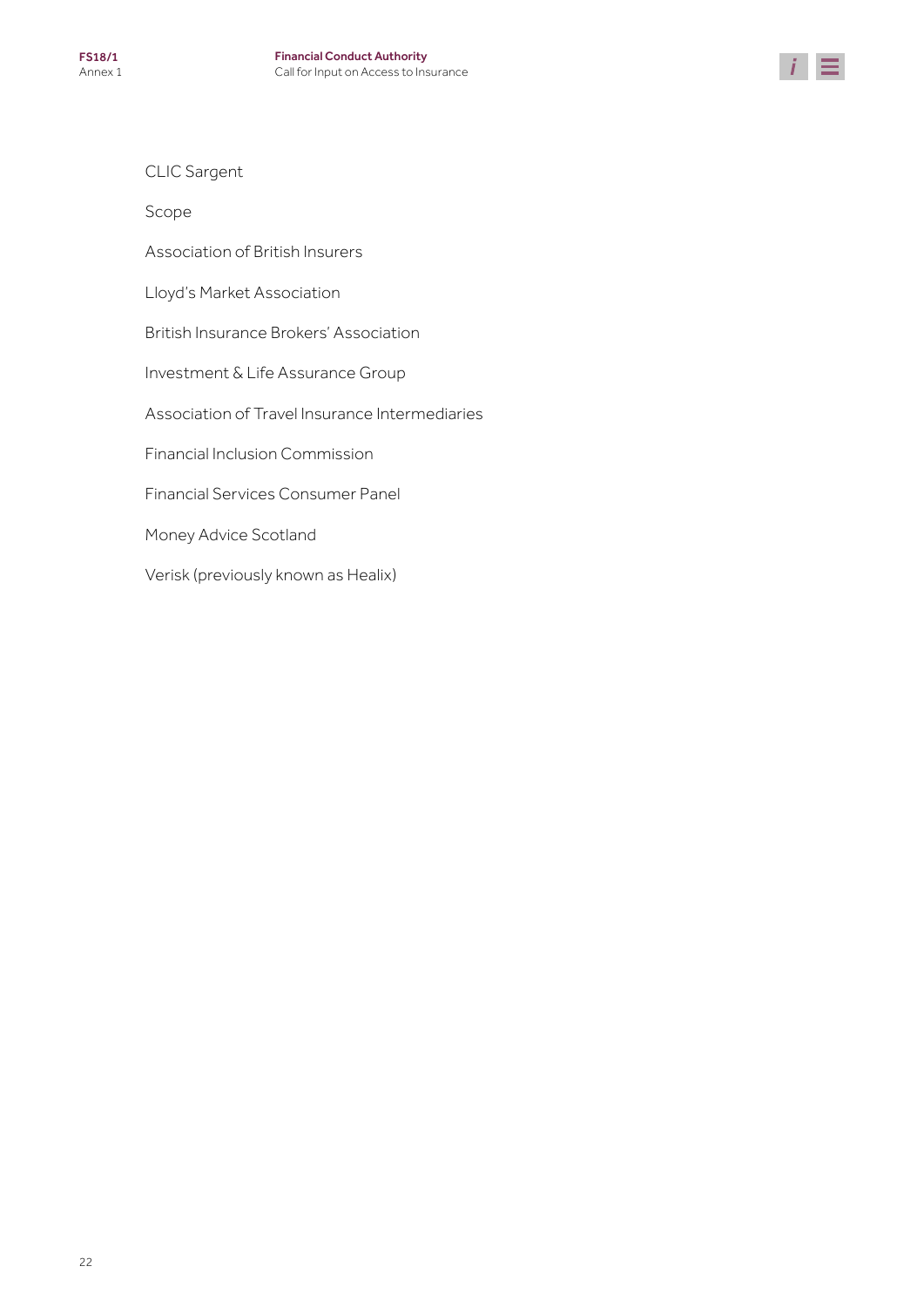CLIC Sargent

Scope

Association of British Insurers

Lloyd's Market Association

British Insurance Brokers' Association

Investment & Life Assurance Group

Association of Travel Insurance Intermediaries

Financial Inclusion Commission

Financial Services Consumer Panel

Money Advice Scotland

Verisk (previously known as Healix)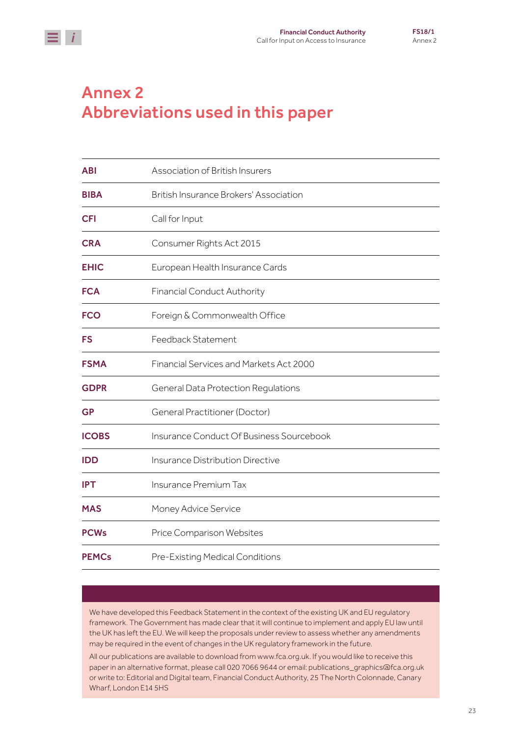# Annex 2
# Abbreviations used in this paper

| | |
|---|---|
| **ABI** | Association of British Insurers |
| **BIBA** | British Insurance Brokers' Association |
| **CFI** | Call for Input |
| **CRA** | Consumer Rights Act 2015 |
| **EHIC** | European Health Insurance Cards |
| **FCA** | Financial Conduct Authority |
| **FCO** | Foreign & Commonwealth Office |
| **FS** | Feedback Statement |
| **FSMA** | Financial Services and Markets Act 2000 |
| **GDPR** | General Data Protection Regulations |
| **GP** | General Practitioner (Doctor) |
| **ICOBS** | Insurance Conduct Of Business Sourcebook |
| **IDD** | Insurance Distribution Directive |
| **IPT** | Insurance Premium Tax |
| **MAS** | Money Advice Service |
| **PCWs** | Price Comparison Websites |
| **PEMCs** | Pre-Existing Medical Conditions |

We have developed this Feedback Statement in the context of the existing UK and EU regulatory framework. The Government has made clear that it will continue to implement and apply EU law until the UK has left the EU. We will keep the proposals under review to assess whether any amendments may be required in the event of changes in the UK regulatory framework in the future.

All our publications are available to download from www.fca.org.uk. If you would like to receive this paper in an alternative format, please call 020 7066 9644 or email: publications_graphics@fca.org.uk or write to: Editorial and Digital team, Financial Conduct Authority, 25 The North Colonnade, Canary Wharf, London E14 5HS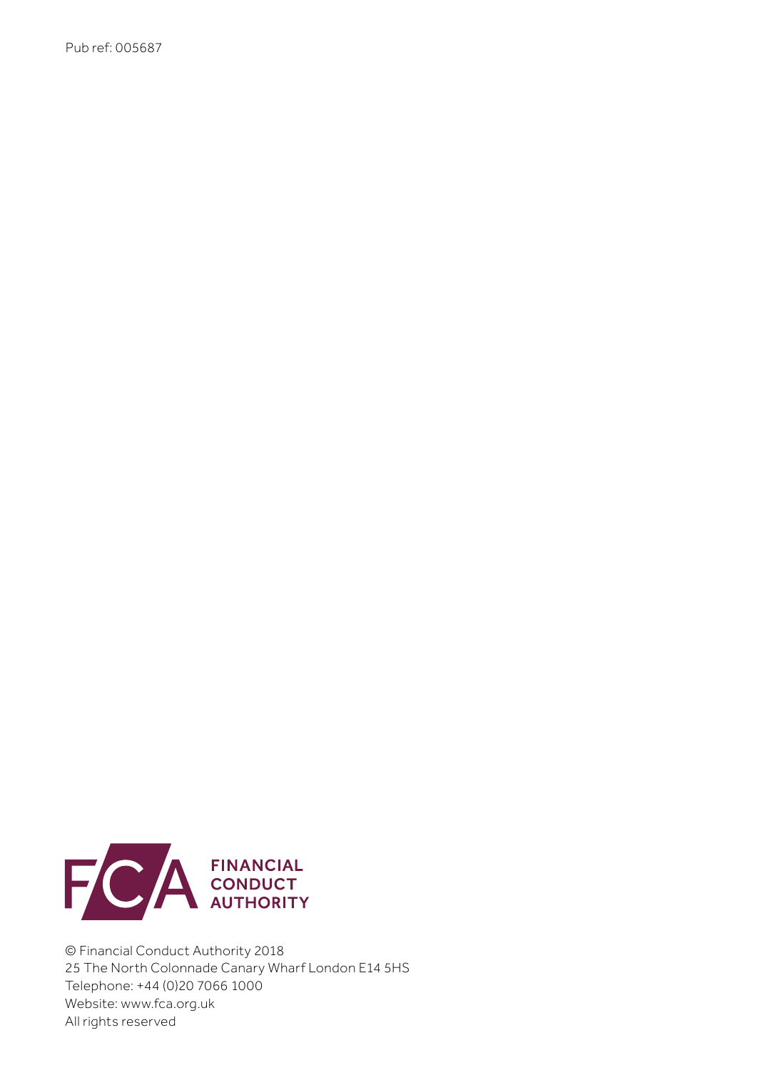Pub ref: 005687

FINANCIAL
CONDUCT
AUTHORITY

© Financial Conduct Authority 2018
25 The North Colonnade Canary Wharf London E14 5HS
Telephone: +44 (0)20 7066 1000
Website: www.fca.org.uk
All rights reserved